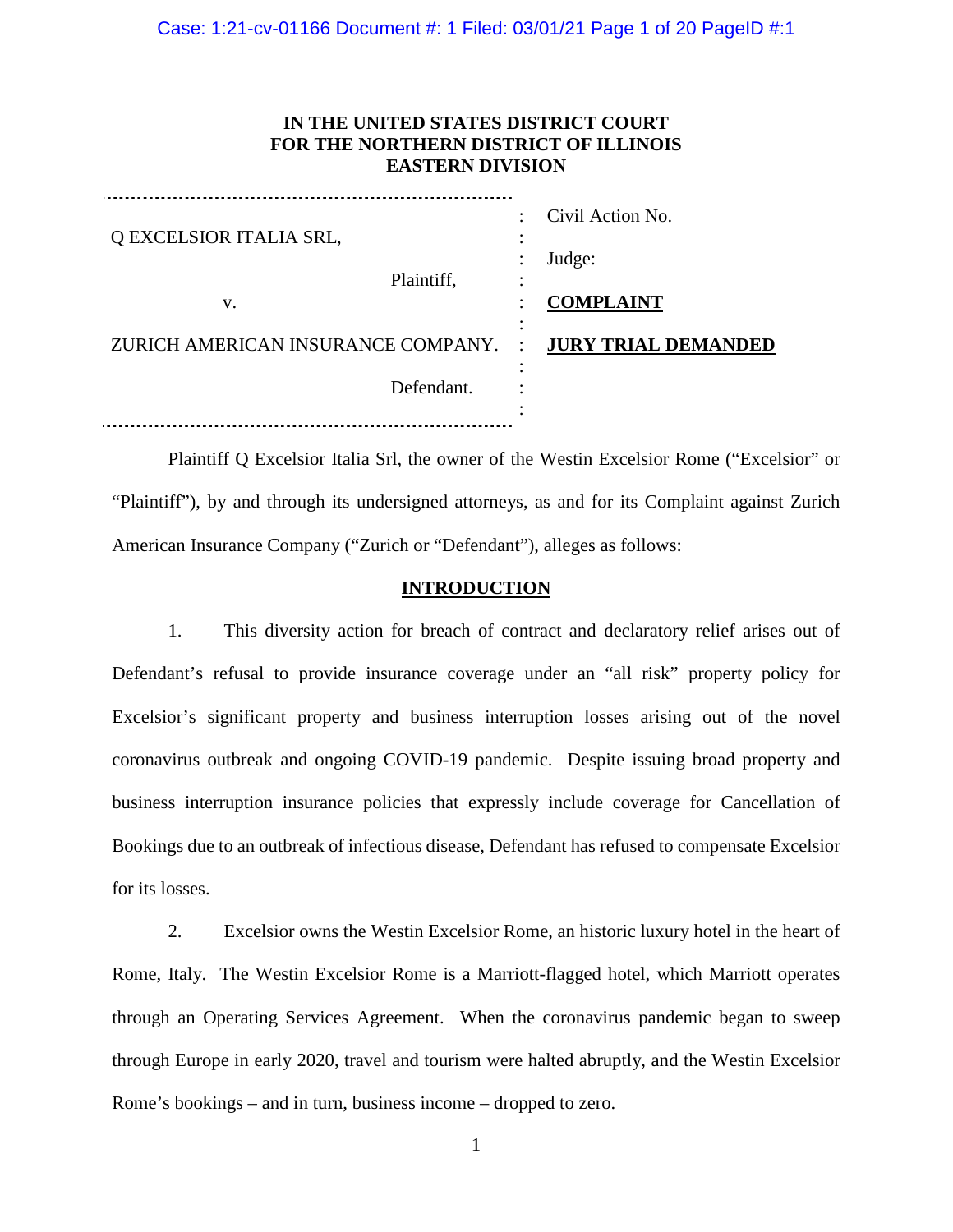**IN THE UNITED STATES DISTRICT COURT**
**FOR THE NORTHERN DISTRICT OF ILLINOIS**
**EASTERN DIVISION**

| | |
|---|---|
| Q EXCELSIOR ITALIA SRL, | Civil Action No. |
| Plaintiff, | Judge: |
| v. | **COMPLAINT** |
| ZURICH AMERICAN INSURANCE COMPANY. | **JURY TRIAL DEMANDED** |
| Defendant. | |

Plaintiff Q Excelsior Italia Srl, the owner of the Westin Excelsior Rome ("Excelsior" or "Plaintiff"), by and through its undersigned attorneys, as and for its Complaint against Zurich American Insurance Company ("Zurich or "Defendant"), alleges as follows:

## INTRODUCTION

1. This diversity action for breach of contract and declaratory relief arises out of Defendant's refusal to provide insurance coverage under an "all risk" property policy for Excelsior's significant property and business interruption losses arising out of the novel coronavirus outbreak and ongoing COVID-19 pandemic. Despite issuing broad property and business interruption insurance policies that expressly include coverage for Cancellation of Bookings due to an outbreak of infectious disease, Defendant has refused to compensate Excelsior for its losses.

2. Excelsior owns the Westin Excelsior Rome, an historic luxury hotel in the heart of Rome, Italy. The Westin Excelsior Rome is a Marriott-flagged hotel, which Marriott operates through an Operating Services Agreement. When the coronavirus pandemic began to sweep through Europe in early 2020, travel and tourism were halted abruptly, and the Westin Excelsior Rome's bookings – and in turn, business income – dropped to zero.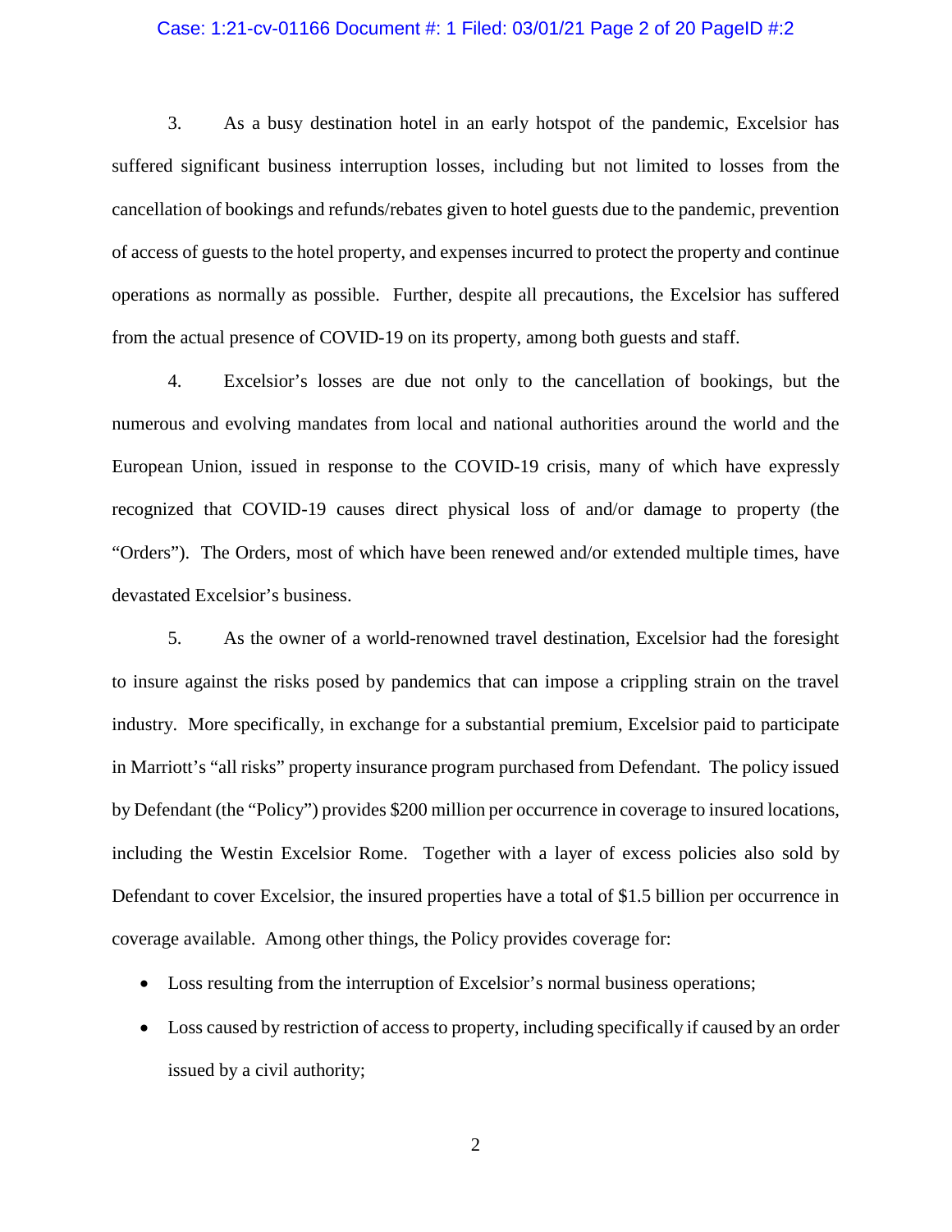3. As a busy destination hotel in an early hotspot of the pandemic, Excelsior has suffered significant business interruption losses, including but not limited to losses from the cancellation of bookings and refunds/rebates given to hotel guests due to the pandemic, prevention of access of guests to the hotel property, and expenses incurred to protect the property and continue operations as normally as possible. Further, despite all precautions, the Excelsior has suffered from the actual presence of COVID-19 on its property, among both guests and staff.

4. Excelsior's losses are due not only to the cancellation of bookings, but the numerous and evolving mandates from local and national authorities around the world and the European Union, issued in response to the COVID-19 crisis, many of which have expressly recognized that COVID-19 causes direct physical loss of and/or damage to property (the "Orders"). The Orders, most of which have been renewed and/or extended multiple times, have devastated Excelsior's business.

5. As the owner of a world-renowned travel destination, Excelsior had the foresight to insure against the risks posed by pandemics that can impose a crippling strain on the travel industry. More specifically, in exchange for a substantial premium, Excelsior paid to participate in Marriott's "all risks" property insurance program purchased from Defendant. The policy issued by Defendant (the "Policy") provides $200 million per occurrence in coverage to insured locations, including the Westin Excelsior Rome. Together with a layer of excess policies also sold by Defendant to cover Excelsior, the insured properties have a total of $1.5 billion per occurrence in coverage available. Among other things, the Policy provides coverage for:

- Loss resulting from the interruption of Excelsior's normal business operations;
- Loss caused by restriction of access to property, including specifically if caused by an order issued by a civil authority;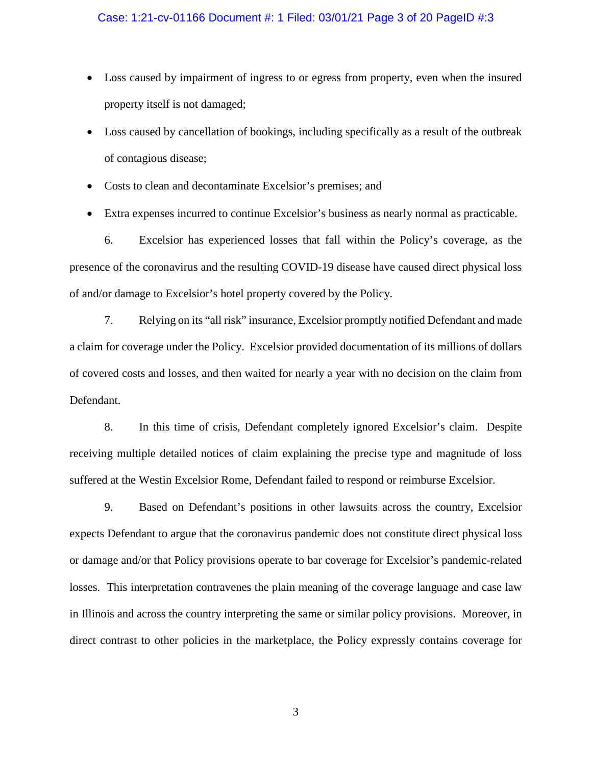- Loss caused by impairment of ingress to or egress from property, even when the insured property itself is not damaged;
- Loss caused by cancellation of bookings, including specifically as a result of the outbreak of contagious disease;
- Costs to clean and decontaminate Excelsior's premises; and
- Extra expenses incurred to continue Excelsior's business as nearly normal as practicable.

6. Excelsior has experienced losses that fall within the Policy's coverage, as the presence of the coronavirus and the resulting COVID-19 disease have caused direct physical loss of and/or damage to Excelsior's hotel property covered by the Policy.

7. Relying on its "all risk" insurance, Excelsior promptly notified Defendant and made a claim for coverage under the Policy. Excelsior provided documentation of its millions of dollars of covered costs and losses, and then waited for nearly a year with no decision on the claim from Defendant.

8. In this time of crisis, Defendant completely ignored Excelsior's claim. Despite receiving multiple detailed notices of claim explaining the precise type and magnitude of loss suffered at the Westin Excelsior Rome, Defendant failed to respond or reimburse Excelsior.

9. Based on Defendant's positions in other lawsuits across the country, Excelsior expects Defendant to argue that the coronavirus pandemic does not constitute direct physical loss or damage and/or that Policy provisions operate to bar coverage for Excelsior's pandemic-related losses. This interpretation contravenes the plain meaning of the coverage language and case law in Illinois and across the country interpreting the same or similar policy provisions. Moreover, in direct contrast to other policies in the marketplace, the Policy expressly contains coverage for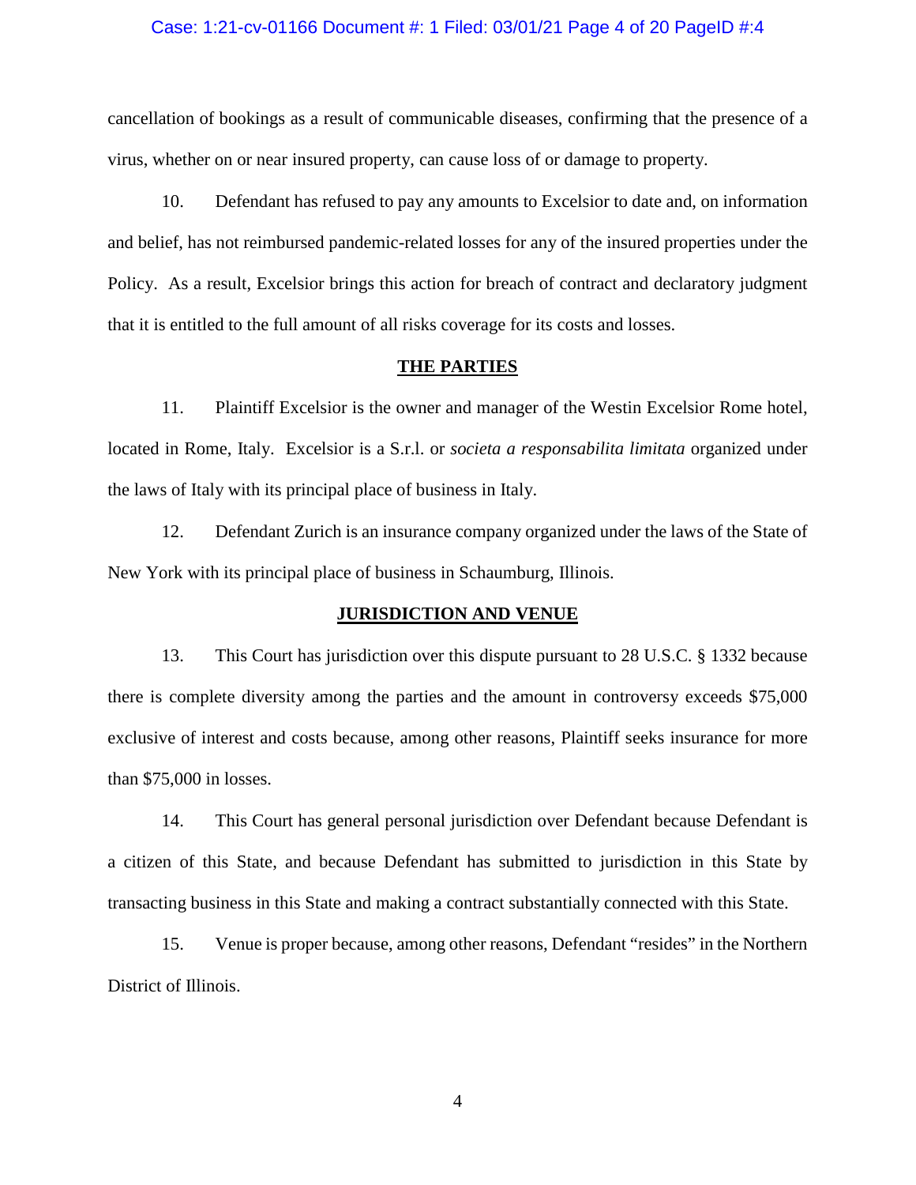cancellation of bookings as a result of communicable diseases, confirming that the presence of a virus, whether on or near insured property, can cause loss of or damage to property.

10. Defendant has refused to pay any amounts to Excelsior to date and, on information and belief, has not reimbursed pandemic-related losses for any of the insured properties under the Policy. As a result, Excelsior brings this action for breach of contract and declaratory judgment that it is entitled to the full amount of all risks coverage for its costs and losses.

## THE PARTIES

11. Plaintiff Excelsior is the owner and manager of the Westin Excelsior Rome hotel, located in Rome, Italy. Excelsior is a S.r.l. or *societa a responsabilita limitata* organized under the laws of Italy with its principal place of business in Italy.

12. Defendant Zurich is an insurance company organized under the laws of the State of New York with its principal place of business in Schaumburg, Illinois.

## JURISDICTION AND VENUE

13. This Court has jurisdiction over this dispute pursuant to 28 U.S.C. § 1332 because there is complete diversity among the parties and the amount in controversy exceeds $75,000 exclusive of interest and costs because, among other reasons, Plaintiff seeks insurance for more than $75,000 in losses.

14. This Court has general personal jurisdiction over Defendant because Defendant is a citizen of this State, and because Defendant has submitted to jurisdiction in this State by transacting business in this State and making a contract substantially connected with this State.

15. Venue is proper because, among other reasons, Defendant "resides" in the Northern District of Illinois.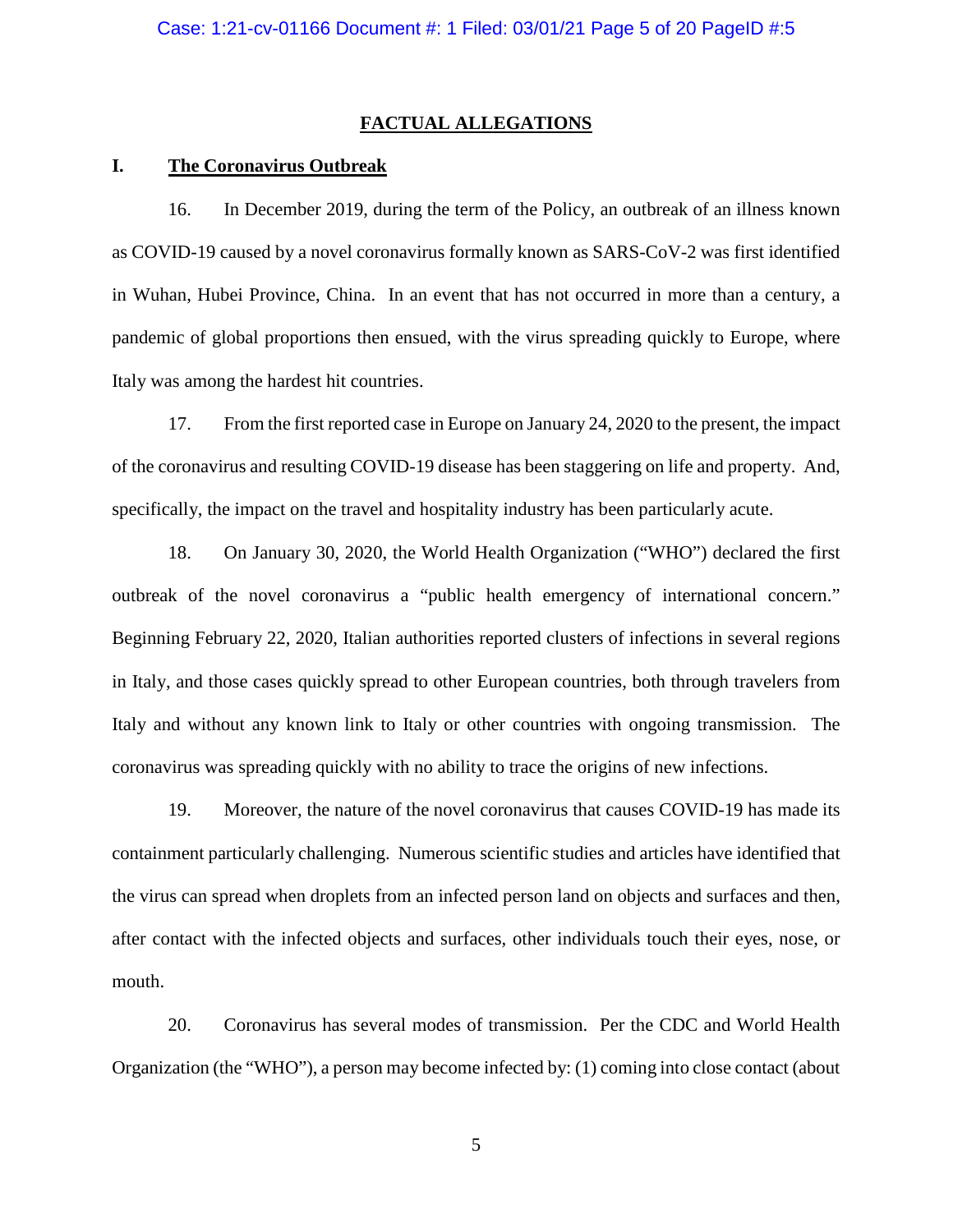**FACTUAL ALLEGATIONS**

## I. The Coronavirus Outbreak

16. In December 2019, during the term of the Policy, an outbreak of an illness known as COVID-19 caused by a novel coronavirus formally known as SARS-CoV-2 was first identified in Wuhan, Hubei Province, China. In an event that has not occurred in more than a century, a pandemic of global proportions then ensued, with the virus spreading quickly to Europe, where Italy was among the hardest hit countries.

17. From the first reported case in Europe on January 24, 2020 to the present, the impact of the coronavirus and resulting COVID-19 disease has been staggering on life and property. And, specifically, the impact on the travel and hospitality industry has been particularly acute.

18. On January 30, 2020, the World Health Organization ("WHO") declared the first outbreak of the novel coronavirus a "public health emergency of international concern." Beginning February 22, 2020, Italian authorities reported clusters of infections in several regions in Italy, and those cases quickly spread to other European countries, both through travelers from Italy and without any known link to Italy or other countries with ongoing transmission. The coronavirus was spreading quickly with no ability to trace the origins of new infections.

19. Moreover, the nature of the novel coronavirus that causes COVID-19 has made its containment particularly challenging. Numerous scientific studies and articles have identified that the virus can spread when droplets from an infected person land on objects and surfaces and then, after contact with the infected objects and surfaces, other individuals touch their eyes, nose, or mouth.

20. Coronavirus has several modes of transmission. Per the CDC and World Health Organization (the "WHO"), a person may become infected by: (1) coming into close contact (about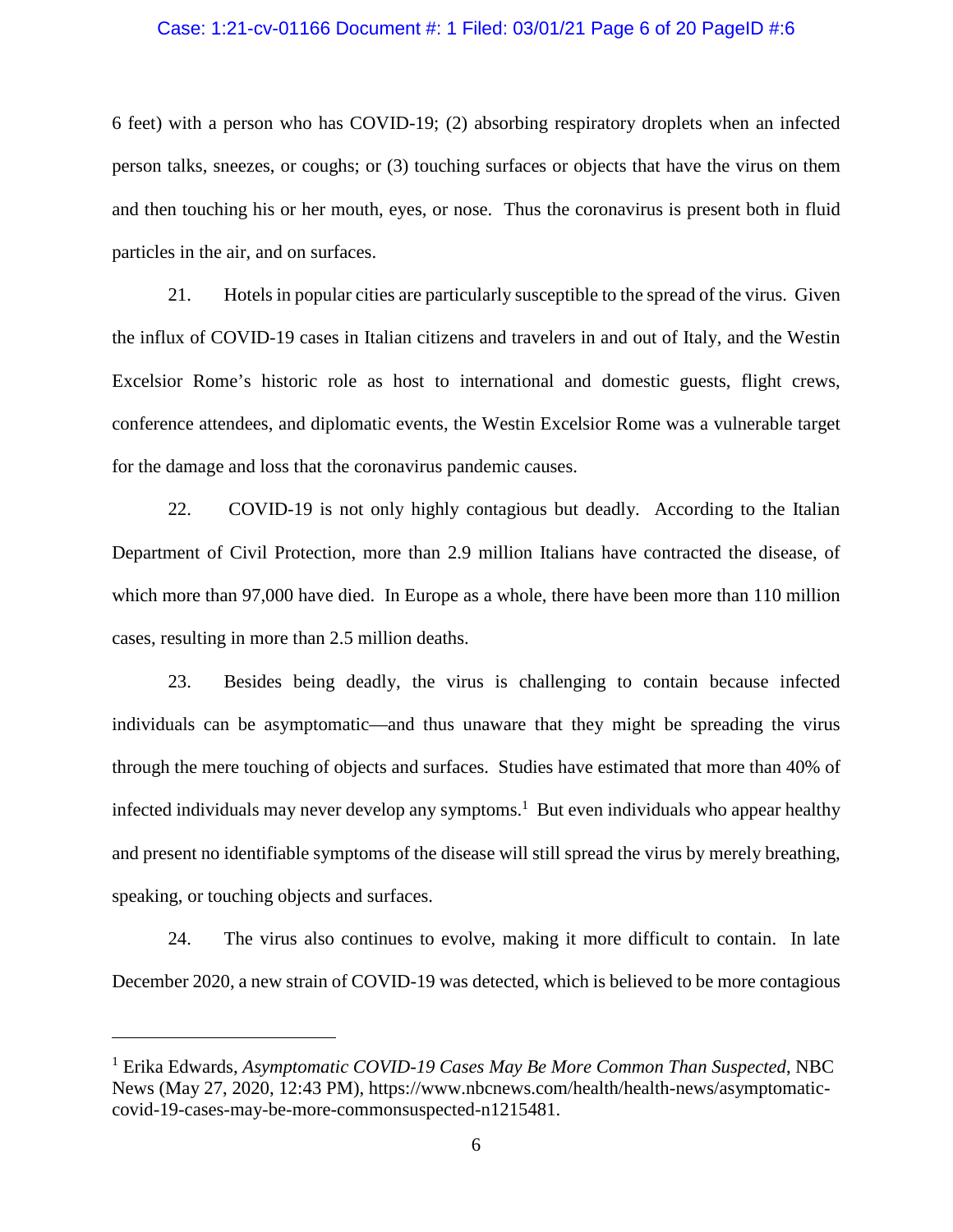6 feet) with a person who has COVID-19; (2) absorbing respiratory droplets when an infected person talks, sneezes, or coughs; or (3) touching surfaces or objects that have the virus on them and then touching his or her mouth, eyes, or nose. Thus the coronavirus is present both in fluid particles in the air, and on surfaces.

21. Hotels in popular cities are particularly susceptible to the spread of the virus. Given the influx of COVID-19 cases in Italian citizens and travelers in and out of Italy, and the Westin Excelsior Rome's historic role as host to international and domestic guests, flight crews, conference attendees, and diplomatic events, the Westin Excelsior Rome was a vulnerable target for the damage and loss that the coronavirus pandemic causes.

22. COVID-19 is not only highly contagious but deadly. According to the Italian Department of Civil Protection, more than 2.9 million Italians have contracted the disease, of which more than 97,000 have died. In Europe as a whole, there have been more than 110 million cases, resulting in more than 2.5 million deaths.

23. Besides being deadly, the virus is challenging to contain because infected individuals can be asymptomatic—and thus unaware that they might be spreading the virus through the mere touching of objects and surfaces. Studies have estimated that more than 40% of infected individuals may never develop any symptoms.[1] But even individuals who appear healthy and present no identifiable symptoms of the disease will still spread the virus by merely breathing, speaking, or touching objects and surfaces.

24. The virus also continues to evolve, making it more difficult to contain. In late December 2020, a new strain of COVID-19 was detected, which is believed to be more contagious

---

[1] Erika Edwards, *Asymptomatic COVID-19 Cases May Be More Common Than Suspected*, NBC News (May 27, 2020, 12:43 PM), https://www.nbcnews.com/health/health-news/asymptomatic-covid-19-cases-may-be-more-commonsuspected-n1215481.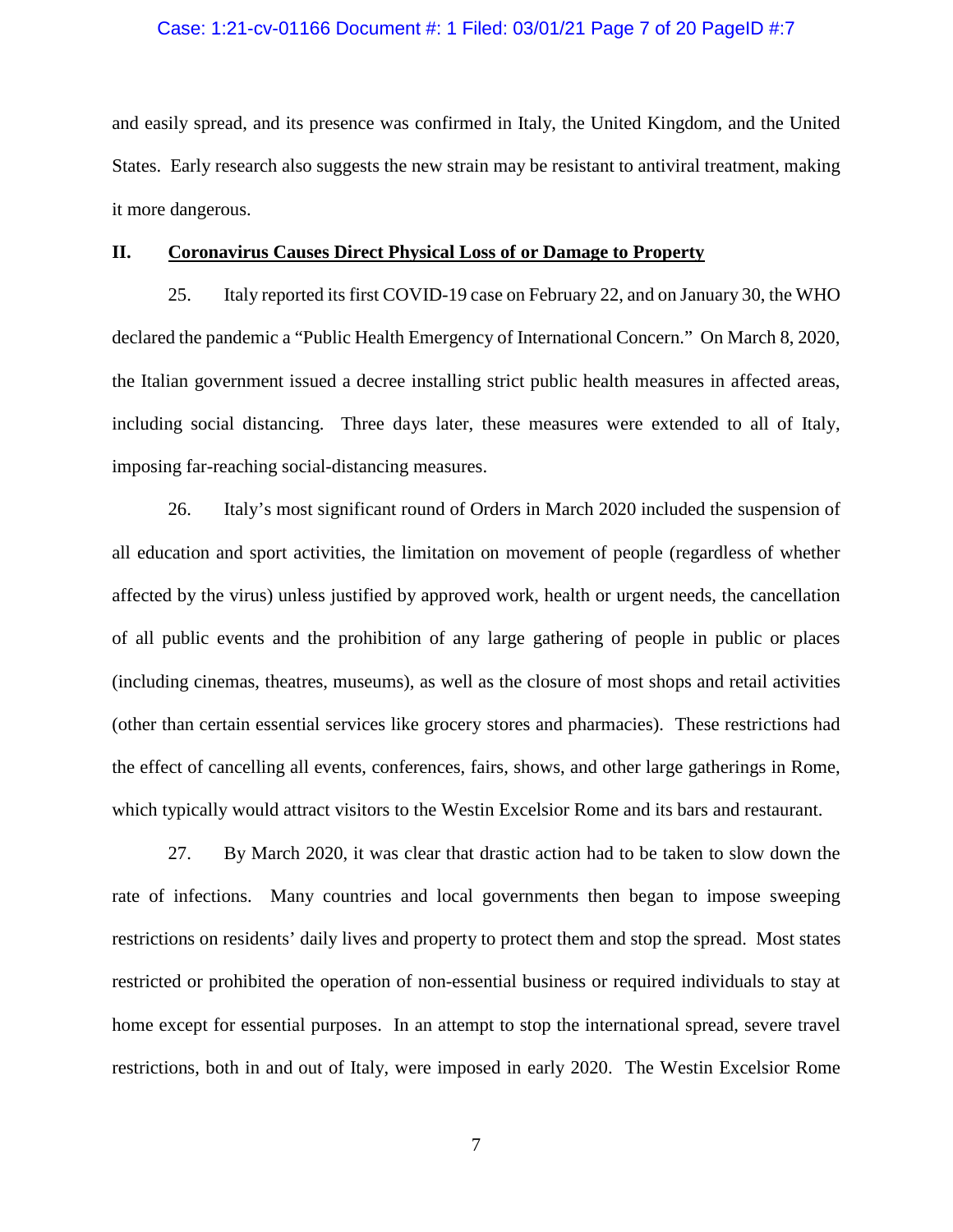and easily spread, and its presence was confirmed in Italy, the United Kingdom, and the United States. Early research also suggests the new strain may be resistant to antiviral treatment, making it more dangerous.

## II. Coronavirus Causes Direct Physical Loss of or Damage to Property

25. Italy reported its first COVID-19 case on February 22, and on January 30, the WHO declared the pandemic a "Public Health Emergency of International Concern." On March 8, 2020, the Italian government issued a decree installing strict public health measures in affected areas, including social distancing. Three days later, these measures were extended to all of Italy, imposing far-reaching social-distancing measures.

26. Italy's most significant round of Orders in March 2020 included the suspension of all education and sport activities, the limitation on movement of people (regardless of whether affected by the virus) unless justified by approved work, health or urgent needs, the cancellation of all public events and the prohibition of any large gathering of people in public or places (including cinemas, theatres, museums), as well as the closure of most shops and retail activities (other than certain essential services like grocery stores and pharmacies). These restrictions had the effect of cancelling all events, conferences, fairs, shows, and other large gatherings in Rome, which typically would attract visitors to the Westin Excelsior Rome and its bars and restaurant.

27. By March 2020, it was clear that drastic action had to be taken to slow down the rate of infections. Many countries and local governments then began to impose sweeping restrictions on residents' daily lives and property to protect them and stop the spread. Most states restricted or prohibited the operation of non-essential business or required individuals to stay at home except for essential purposes. In an attempt to stop the international spread, severe travel restrictions, both in and out of Italy, were imposed in early 2020. The Westin Excelsior Rome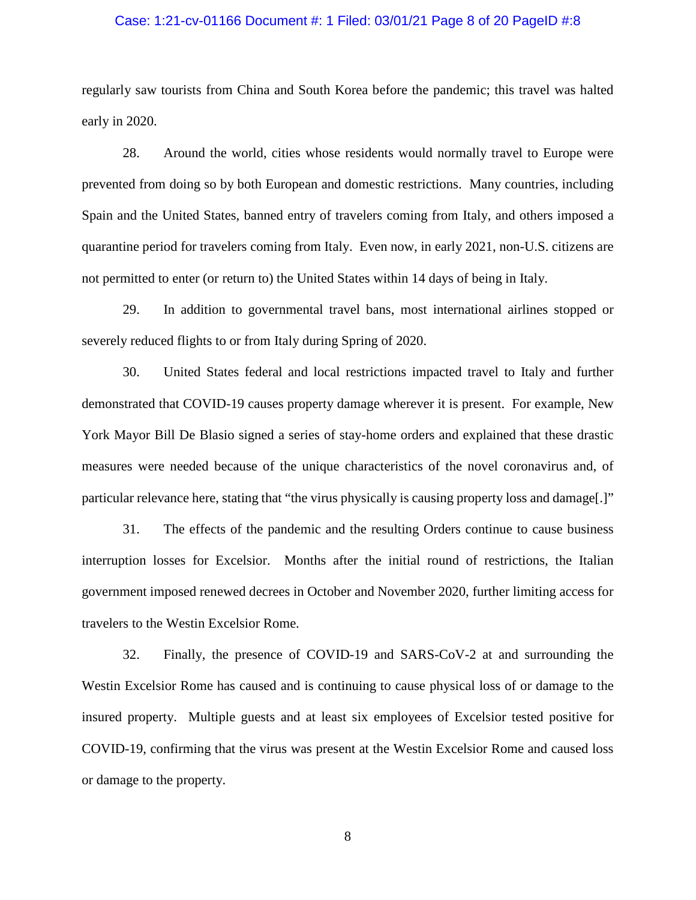regularly saw tourists from China and South Korea before the pandemic; this travel was halted early in 2020.

28. Around the world, cities whose residents would normally travel to Europe were prevented from doing so by both European and domestic restrictions. Many countries, including Spain and the United States, banned entry of travelers coming from Italy, and others imposed a quarantine period for travelers coming from Italy. Even now, in early 2021, non-U.S. citizens are not permitted to enter (or return to) the United States within 14 days of being in Italy.

29. In addition to governmental travel bans, most international airlines stopped or severely reduced flights to or from Italy during Spring of 2020.

30. United States federal and local restrictions impacted travel to Italy and further demonstrated that COVID-19 causes property damage wherever it is present. For example, New York Mayor Bill De Blasio signed a series of stay-home orders and explained that these drastic measures were needed because of the unique characteristics of the novel coronavirus and, of particular relevance here, stating that "the virus physically is causing property loss and damage[.]"

31. The effects of the pandemic and the resulting Orders continue to cause business interruption losses for Excelsior. Months after the initial round of restrictions, the Italian government imposed renewed decrees in October and November 2020, further limiting access for travelers to the Westin Excelsior Rome.

32. Finally, the presence of COVID-19 and SARS-CoV-2 at and surrounding the Westin Excelsior Rome has caused and is continuing to cause physical loss of or damage to the insured property. Multiple guests and at least six employees of Excelsior tested positive for COVID-19, confirming that the virus was present at the Westin Excelsior Rome and caused loss or damage to the property.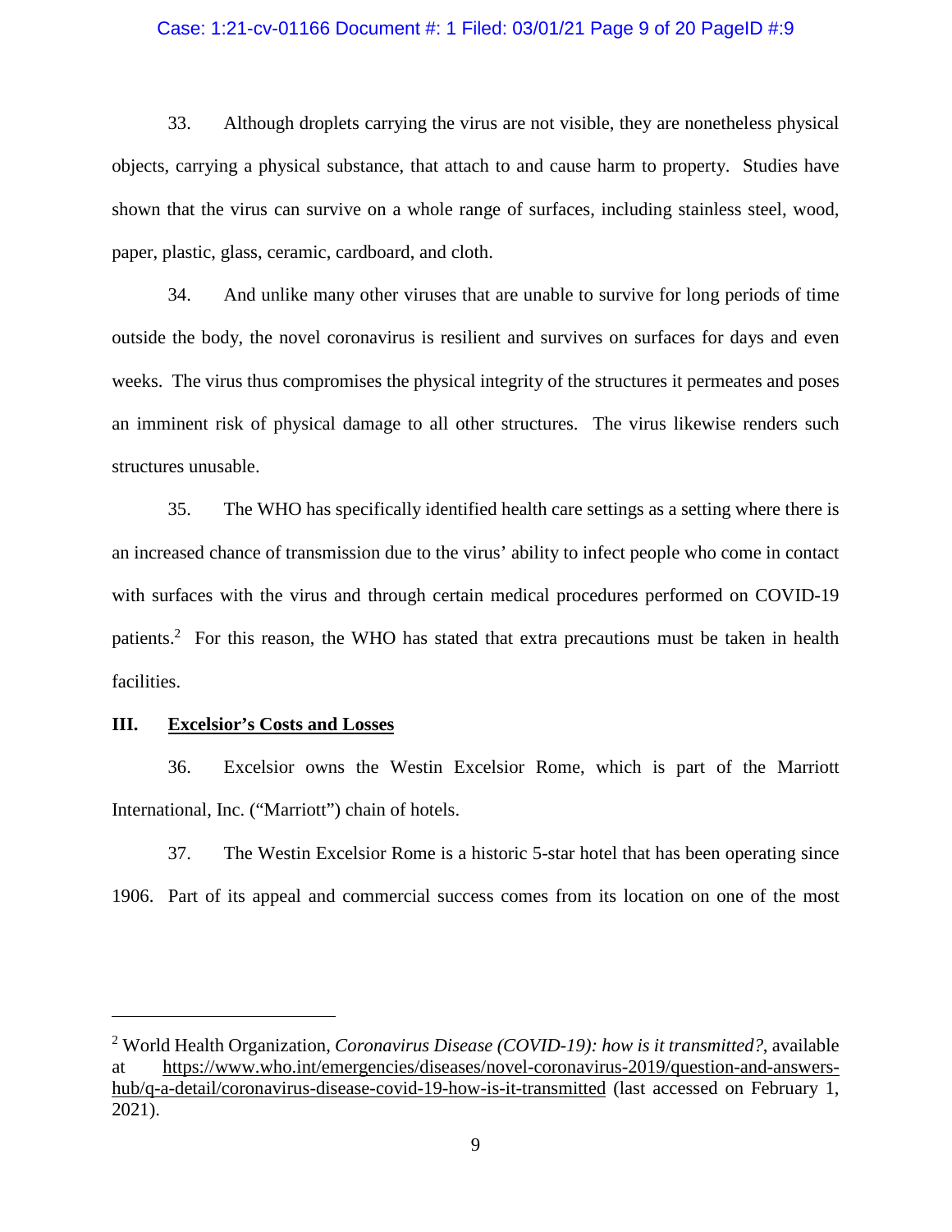33. Although droplets carrying the virus are not visible, they are nonetheless physical objects, carrying a physical substance, that attach to and cause harm to property. Studies have shown that the virus can survive on a whole range of surfaces, including stainless steel, wood, paper, plastic, glass, ceramic, cardboard, and cloth.

34. And unlike many other viruses that are unable to survive for long periods of time outside the body, the novel coronavirus is resilient and survives on surfaces for days and even weeks. The virus thus compromises the physical integrity of the structures it permeates and poses an imminent risk of physical damage to all other structures. The virus likewise renders such structures unusable.

35. The WHO has specifically identified health care settings as a setting where there is an increased chance of transmission due to the virus' ability to infect people who come in contact with surfaces with the virus and through certain medical procedures performed on COVID-19 patients.[2] For this reason, the WHO has stated that extra precautions must be taken in health facilities.

## III. Excelsior's Costs and Losses

36. Excelsior owns the Westin Excelsior Rome, which is part of the Marriott International, Inc. ("Marriott") chain of hotels.

37. The Westin Excelsior Rome is a historic 5-star hotel that has been operating since 1906. Part of its appeal and commercial success comes from its location on one of the most

---

[2] World Health Organization, *Coronavirus Disease (COVID-19): how is it transmitted?*, available at https://www.who.int/emergencies/diseases/novel-coronavirus-2019/question-and-answers-hub/q-a-detail/coronavirus-disease-covid-19-how-is-it-transmitted (last accessed on February 1, 2021).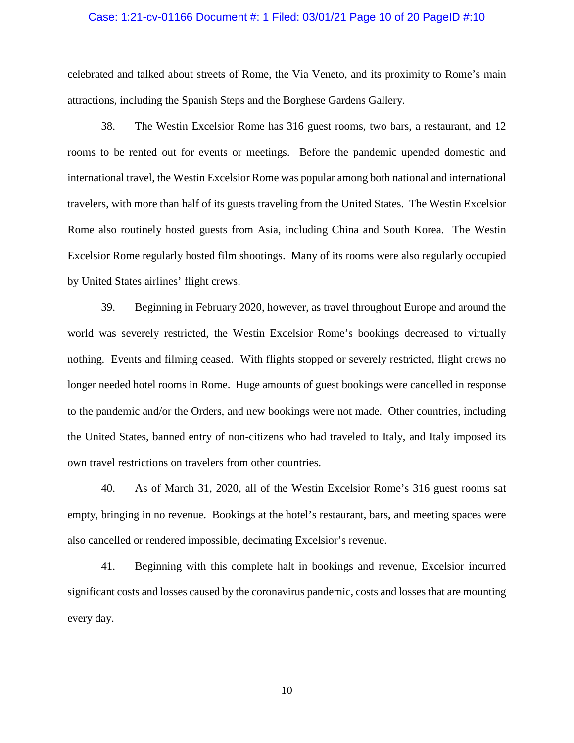celebrated and talked about streets of Rome, the Via Veneto, and its proximity to Rome's main attractions, including the Spanish Steps and the Borghese Gardens Gallery.

38. The Westin Excelsior Rome has 316 guest rooms, two bars, a restaurant, and 12 rooms to be rented out for events or meetings. Before the pandemic upended domestic and international travel, the Westin Excelsior Rome was popular among both national and international travelers, with more than half of its guests traveling from the United States. The Westin Excelsior Rome also routinely hosted guests from Asia, including China and South Korea. The Westin Excelsior Rome regularly hosted film shootings. Many of its rooms were also regularly occupied by United States airlines' flight crews.

39. Beginning in February 2020, however, as travel throughout Europe and around the world was severely restricted, the Westin Excelsior Rome's bookings decreased to virtually nothing. Events and filming ceased. With flights stopped or severely restricted, flight crews no longer needed hotel rooms in Rome. Huge amounts of guest bookings were cancelled in response to the pandemic and/or the Orders, and new bookings were not made. Other countries, including the United States, banned entry of non-citizens who had traveled to Italy, and Italy imposed its own travel restrictions on travelers from other countries.

40. As of March 31, 2020, all of the Westin Excelsior Rome's 316 guest rooms sat empty, bringing in no revenue. Bookings at the hotel's restaurant, bars, and meeting spaces were also cancelled or rendered impossible, decimating Excelsior's revenue.

41. Beginning with this complete halt in bookings and revenue, Excelsior incurred significant costs and losses caused by the coronavirus pandemic, costs and losses that are mounting every day.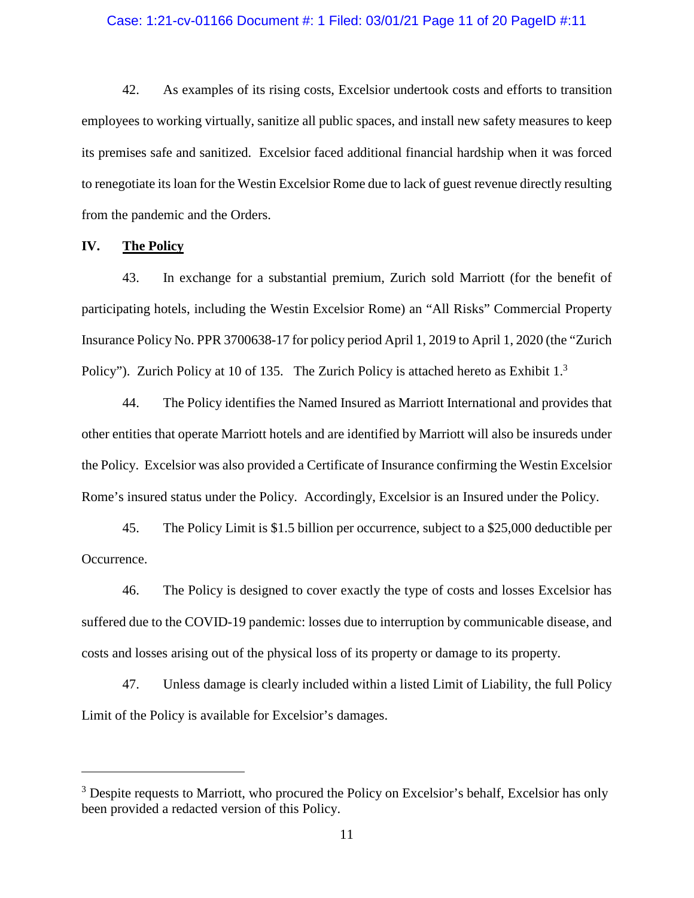42. As examples of its rising costs, Excelsior undertook costs and efforts to transition employees to working virtually, sanitize all public spaces, and install new safety measures to keep its premises safe and sanitized. Excelsior faced additional financial hardship when it was forced to renegotiate its loan for the Westin Excelsior Rome due to lack of guest revenue directly resulting from the pandemic and the Orders.

## IV. The Policy

43. In exchange for a substantial premium, Zurich sold Marriott (for the benefit of participating hotels, including the Westin Excelsior Rome) an "All Risks" Commercial Property Insurance Policy No. PPR 3700638-17 for policy period April 1, 2019 to April 1, 2020 (the "Zurich Policy"). Zurich Policy at 10 of 135. The Zurich Policy is attached hereto as Exhibit 1.[3]

44. The Policy identifies the Named Insured as Marriott International and provides that other entities that operate Marriott hotels and are identified by Marriott will also be insureds under the Policy. Excelsior was also provided a Certificate of Insurance confirming the Westin Excelsior Rome's insured status under the Policy. Accordingly, Excelsior is an Insured under the Policy.

45. The Policy Limit is $1.5 billion per occurrence, subject to a $25,000 deductible per Occurrence.

46. The Policy is designed to cover exactly the type of costs and losses Excelsior has suffered due to the COVID-19 pandemic: losses due to interruption by communicable disease, and costs and losses arising out of the physical loss of its property or damage to its property.

47. Unless damage is clearly included within a listed Limit of Liability, the full Policy Limit of the Policy is available for Excelsior's damages.

---

[3] Despite requests to Marriott, who procured the Policy on Excelsior's behalf, Excelsior has only been provided a redacted version of this Policy.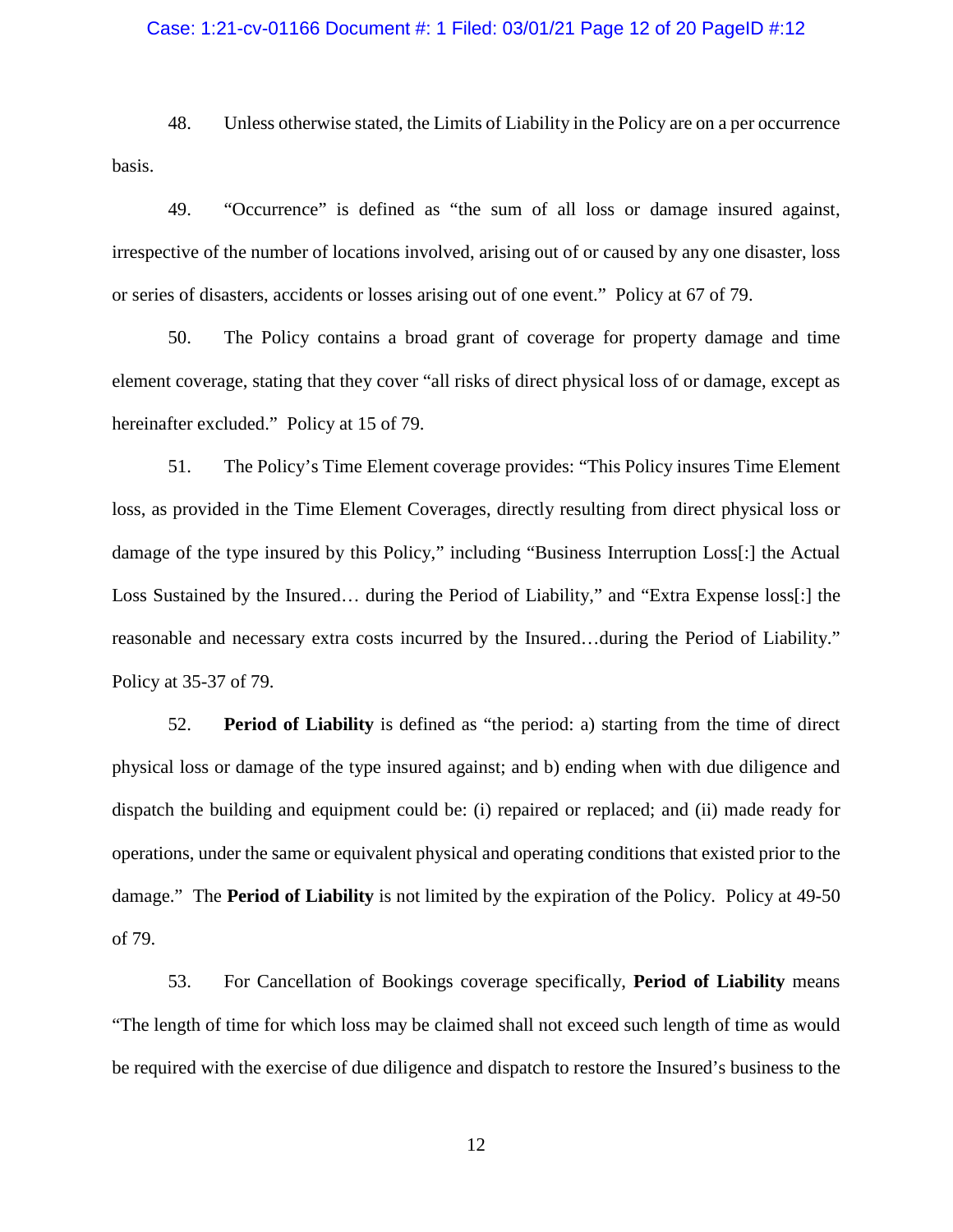48. Unless otherwise stated, the Limits of Liability in the Policy are on a per occurrence basis.

49. "Occurrence" is defined as "the sum of all loss or damage insured against, irrespective of the number of locations involved, arising out of or caused by any one disaster, loss or series of disasters, accidents or losses arising out of one event." Policy at 67 of 79.

50. The Policy contains a broad grant of coverage for property damage and time element coverage, stating that they cover "all risks of direct physical loss of or damage, except as hereinafter excluded." Policy at 15 of 79.

51. The Policy's Time Element coverage provides: "This Policy insures Time Element loss, as provided in the Time Element Coverages, directly resulting from direct physical loss or damage of the type insured by this Policy," including "Business Interruption Loss[:] the Actual Loss Sustained by the Insured… during the Period of Liability," and "Extra Expense loss[:] the reasonable and necessary extra costs incurred by the Insured…during the Period of Liability." Policy at 35-37 of 79.

52. **Period of Liability** is defined as "the period: a) starting from the time of direct physical loss or damage of the type insured against; and b) ending when with due diligence and dispatch the building and equipment could be: (i) repaired or replaced; and (ii) made ready for operations, under the same or equivalent physical and operating conditions that existed prior to the damage." The **Period of Liability** is not limited by the expiration of the Policy. Policy at 49-50 of 79.

53. For Cancellation of Bookings coverage specifically, **Period of Liability** means "The length of time for which loss may be claimed shall not exceed such length of time as would be required with the exercise of due diligence and dispatch to restore the Insured's business to the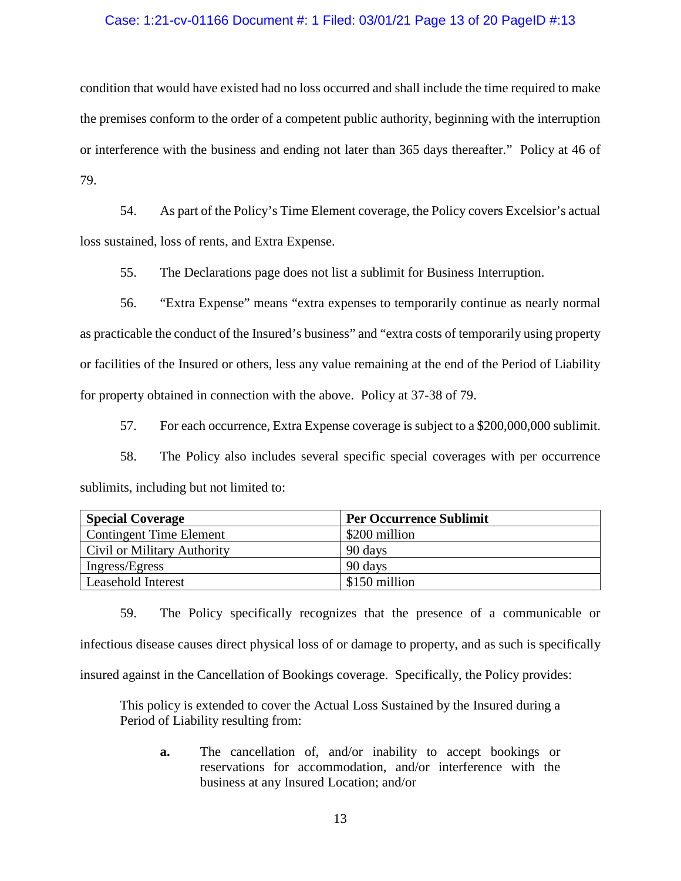condition that would have existed had no loss occurred and shall include the time required to make the premises conform to the order of a competent public authority, beginning with the interruption or interference with the business and ending not later than 365 days thereafter." Policy at 46 of 79.

54. As part of the Policy's Time Element coverage, the Policy covers Excelsior's actual loss sustained, loss of rents, and Extra Expense.

55. The Declarations page does not list a sublimit for Business Interruption.

56. "Extra Expense" means "extra expenses to temporarily continue as nearly normal as practicable the conduct of the Insured's business" and "extra costs of temporarily using property or facilities of the Insured or others, less any value remaining at the end of the Period of Liability for property obtained in connection with the above. Policy at 37-38 of 79.

57. For each occurrence, Extra Expense coverage is subject to a $200,000,000 sublimit.

58. The Policy also includes several specific special coverages with per occurrence sublimits, including but not limited to:

| **Special Coverage** | **Per Occurrence Sublimit** |
|---|---|
| Contingent Time Element | $200 million |
| Civil or Military Authority | 90 days |
| Ingress/Egress | 90 days |
| Leasehold Interest | $150 million |

59. The Policy specifically recognizes that the presence of a communicable or infectious disease causes direct physical loss of or damage to property, and as such is specifically insured against in the Cancellation of Bookings coverage. Specifically, the Policy provides:

> This policy is extended to cover the Actual Loss Sustained by the Insured during a Period of Liability resulting from:
>
> **a.** The cancellation of, and/or inability to accept bookings or reservations for accommodation, and/or interference with the business at any Insured Location; and/or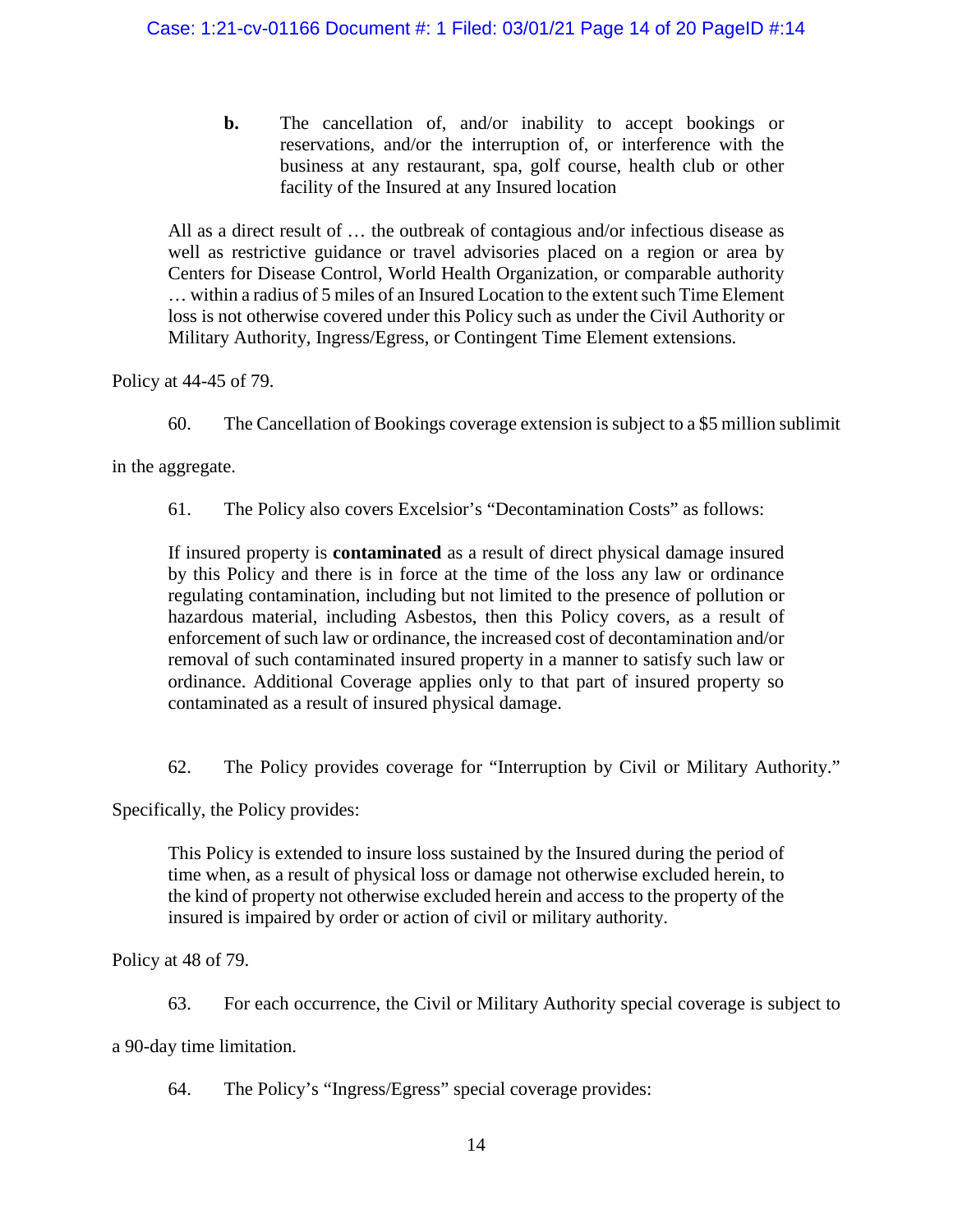> **b.** The cancellation of, and/or inability to accept bookings or reservations, and/or the interruption of, or interference with the business at any restaurant, spa, golf course, health club or other facility of the Insured at any Insured location

> All as a direct result of … the outbreak of contagious and/or infectious disease as well as restrictive guidance or travel advisories placed on a region or area by Centers for Disease Control, World Health Organization, or comparable authority … within a radius of 5 miles of an Insured Location to the extent such Time Element loss is not otherwise covered under this Policy such as under the Civil Authority or Military Authority, Ingress/Egress, or Contingent Time Element extensions.

Policy at 44-45 of 79.

60. The Cancellation of Bookings coverage extension is subject to a $5 million sublimit in the aggregate.

61. The Policy also covers Excelsior's "Decontamination Costs" as follows:

> If insured property is **contaminated** as a result of direct physical damage insured by this Policy and there is in force at the time of the loss any law or ordinance regulating contamination, including but not limited to the presence of pollution or hazardous material, including Asbestos, then this Policy covers, as a result of enforcement of such law or ordinance, the increased cost of decontamination and/or removal of such contaminated insured property in a manner to satisfy such law or ordinance. Additional Coverage applies only to that part of insured property so contaminated as a result of insured physical damage.

62. The Policy provides coverage for "Interruption by Civil or Military Authority." Specifically, the Policy provides:

> This Policy is extended to insure loss sustained by the Insured during the period of time when, as a result of physical loss or damage not otherwise excluded herein, to the kind of property not otherwise excluded herein and access to the property of the insured is impaired by order or action of civil or military authority.

Policy at 48 of 79.

63. For each occurrence, the Civil or Military Authority special coverage is subject to a 90-day time limitation.

64. The Policy's "Ingress/Egress" special coverage provides: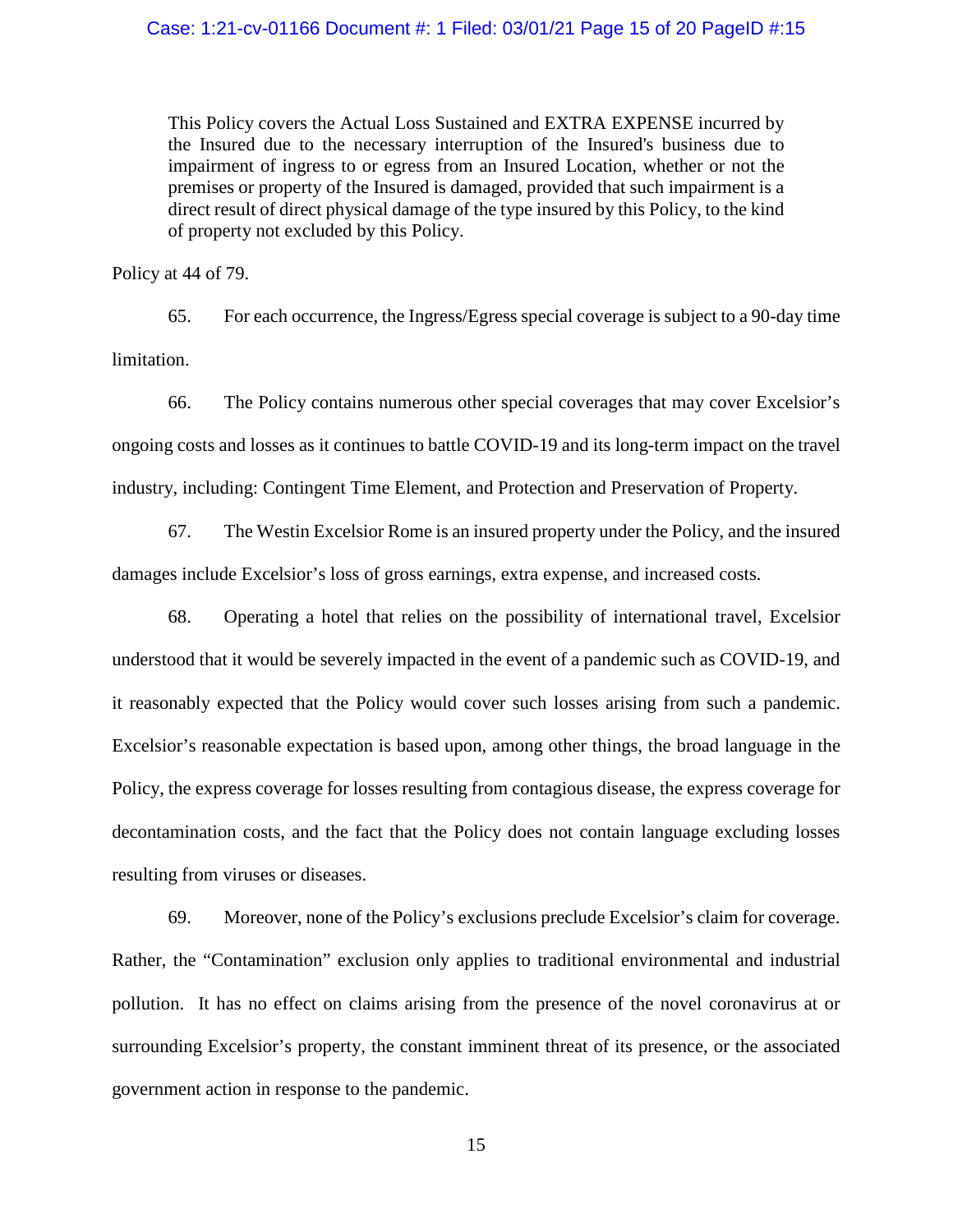> This Policy covers the Actual Loss Sustained and EXTRA EXPENSE incurred by the Insured due to the necessary interruption of the Insured's business due to impairment of ingress to or egress from an Insured Location, whether or not the premises or property of the Insured is damaged, provided that such impairment is a direct result of direct physical damage of the type insured by this Policy, to the kind of property not excluded by this Policy.

Policy at 44 of 79.

65. For each occurrence, the Ingress/Egress special coverage is subject to a 90-day time limitation.

66. The Policy contains numerous other special coverages that may cover Excelsior's ongoing costs and losses as it continues to battle COVID-19 and its long-term impact on the travel industry, including: Contingent Time Element, and Protection and Preservation of Property.

67. The Westin Excelsior Rome is an insured property under the Policy, and the insured damages include Excelsior's loss of gross earnings, extra expense, and increased costs.

68. Operating a hotel that relies on the possibility of international travel, Excelsior understood that it would be severely impacted in the event of a pandemic such as COVID-19, and it reasonably expected that the Policy would cover such losses arising from such a pandemic. Excelsior's reasonable expectation is based upon, among other things, the broad language in the Policy, the express coverage for losses resulting from contagious disease, the express coverage for decontamination costs, and the fact that the Policy does not contain language excluding losses resulting from viruses or diseases.

69. Moreover, none of the Policy's exclusions preclude Excelsior's claim for coverage. Rather, the "Contamination" exclusion only applies to traditional environmental and industrial pollution. It has no effect on claims arising from the presence of the novel coronavirus at or surrounding Excelsior's property, the constant imminent threat of its presence, or the associated government action in response to the pandemic.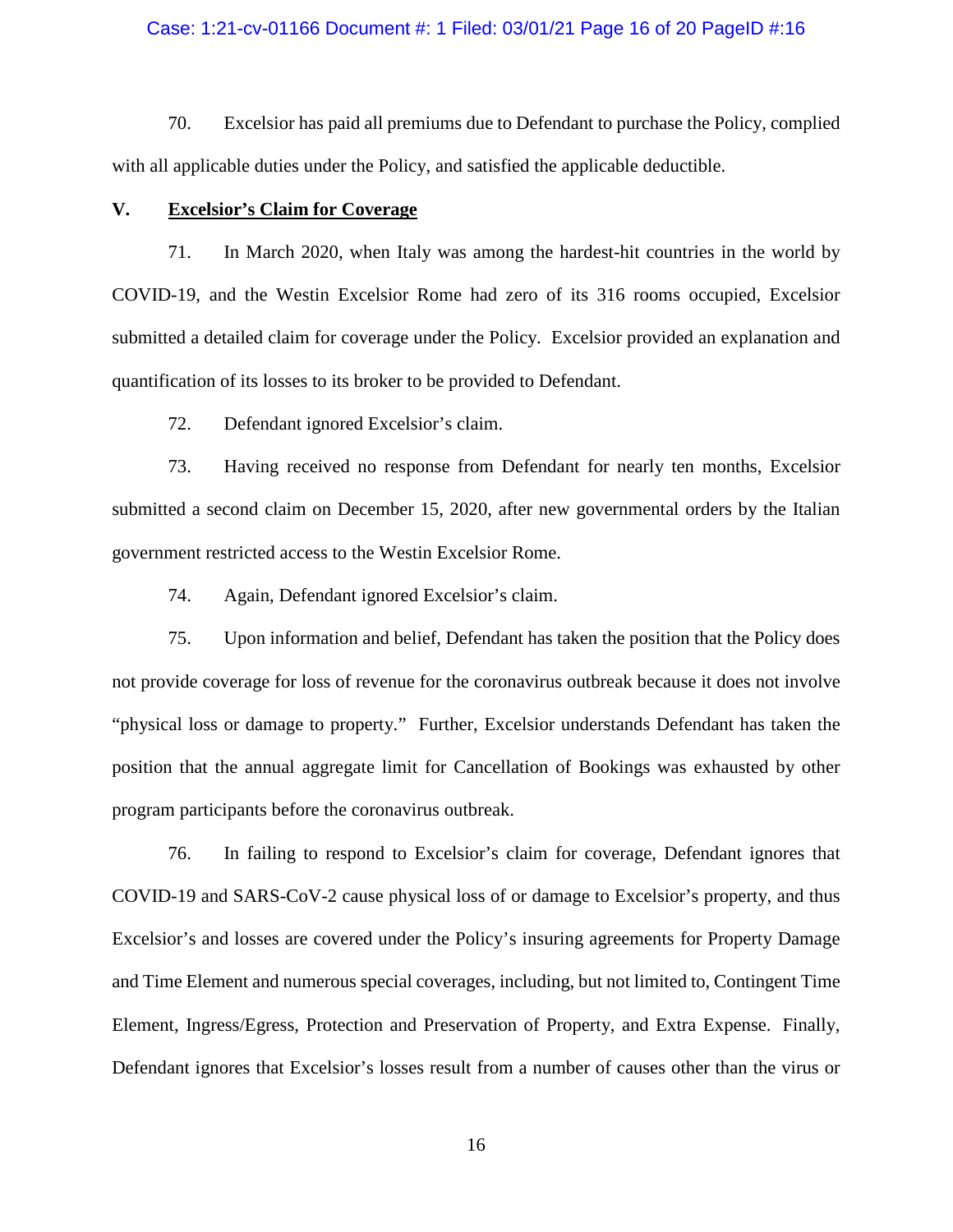70. Excelsior has paid all premiums due to Defendant to purchase the Policy, complied with all applicable duties under the Policy, and satisfied the applicable deductible.

## V. Excelsior's Claim for Coverage

71. In March 2020, when Italy was among the hardest-hit countries in the world by COVID-19, and the Westin Excelsior Rome had zero of its 316 rooms occupied, Excelsior submitted a detailed claim for coverage under the Policy. Excelsior provided an explanation and quantification of its losses to its broker to be provided to Defendant.

72. Defendant ignored Excelsior's claim.

73. Having received no response from Defendant for nearly ten months, Excelsior submitted a second claim on December 15, 2020, after new governmental orders by the Italian government restricted access to the Westin Excelsior Rome.

74. Again, Defendant ignored Excelsior's claim.

75. Upon information and belief, Defendant has taken the position that the Policy does not provide coverage for loss of revenue for the coronavirus outbreak because it does not involve "physical loss or damage to property." Further, Excelsior understands Defendant has taken the position that the annual aggregate limit for Cancellation of Bookings was exhausted by other program participants before the coronavirus outbreak.

76. In failing to respond to Excelsior's claim for coverage, Defendant ignores that COVID-19 and SARS-CoV-2 cause physical loss of or damage to Excelsior's property, and thus Excelsior's and losses are covered under the Policy's insuring agreements for Property Damage and Time Element and numerous special coverages, including, but not limited to, Contingent Time Element, Ingress/Egress, Protection and Preservation of Property, and Extra Expense. Finally, Defendant ignores that Excelsior's losses result from a number of causes other than the virus or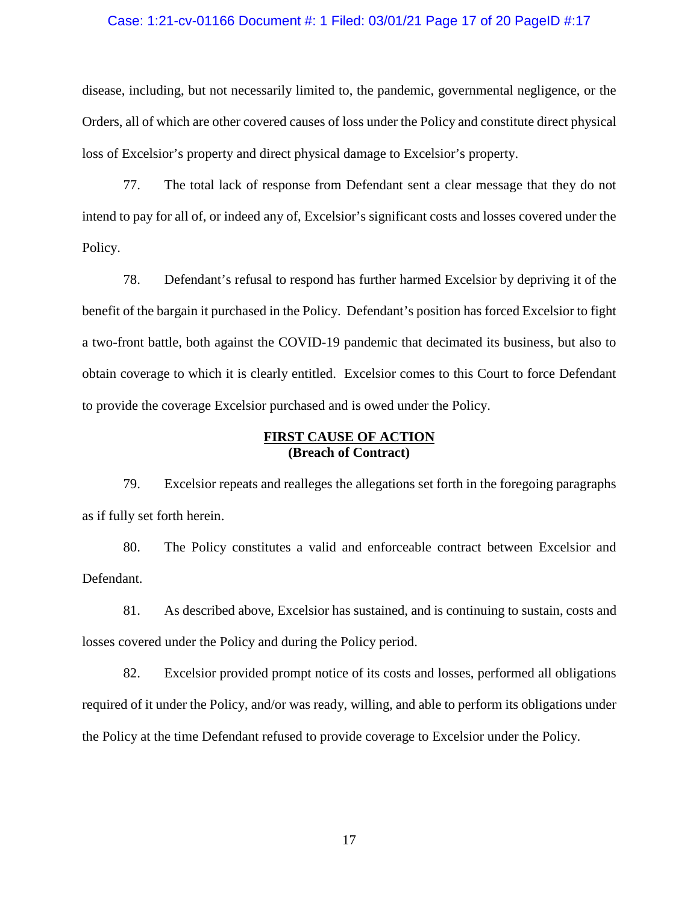disease, including, but not necessarily limited to, the pandemic, governmental negligence, or the Orders, all of which are other covered causes of loss under the Policy and constitute direct physical loss of Excelsior's property and direct physical damage to Excelsior's property.

77. The total lack of response from Defendant sent a clear message that they do not intend to pay for all of, or indeed any of, Excelsior's significant costs and losses covered under the Policy.

78. Defendant's refusal to respond has further harmed Excelsior by depriving it of the benefit of the bargain it purchased in the Policy. Defendant's position has forced Excelsior to fight a two-front battle, both against the COVID-19 pandemic that decimated its business, but also to obtain coverage to which it is clearly entitled. Excelsior comes to this Court to force Defendant to provide the coverage Excelsior purchased and is owed under the Policy.

**FIRST CAUSE OF ACTION**
**(Breach of Contract)**

79. Excelsior repeats and realleges the allegations set forth in the foregoing paragraphs as if fully set forth herein.

80. The Policy constitutes a valid and enforceable contract between Excelsior and Defendant.

81. As described above, Excelsior has sustained, and is continuing to sustain, costs and losses covered under the Policy and during the Policy period.

82. Excelsior provided prompt notice of its costs and losses, performed all obligations required of it under the Policy, and/or was ready, willing, and able to perform its obligations under the Policy at the time Defendant refused to provide coverage to Excelsior under the Policy.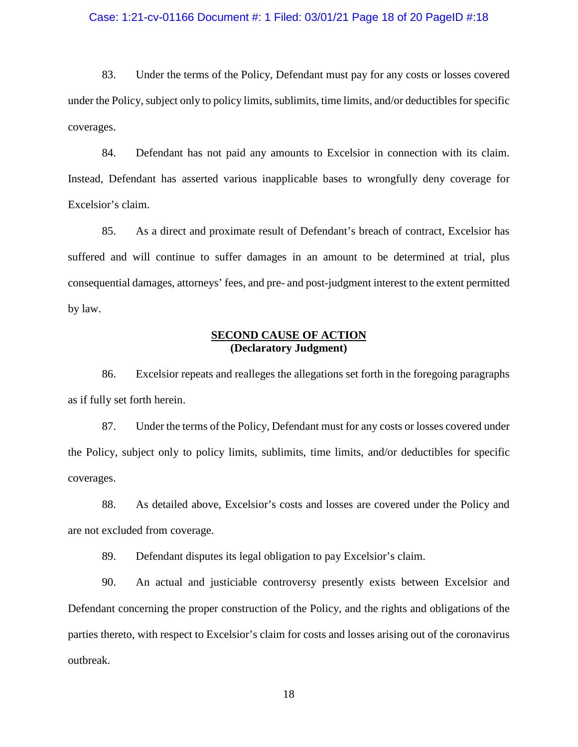83. Under the terms of the Policy, Defendant must pay for any costs or losses covered under the Policy, subject only to policy limits, sublimits, time limits, and/or deductibles for specific coverages.

84. Defendant has not paid any amounts to Excelsior in connection with its claim. Instead, Defendant has asserted various inapplicable bases to wrongfully deny coverage for Excelsior's claim.

85. As a direct and proximate result of Defendant's breach of contract, Excelsior has suffered and will continue to suffer damages in an amount to be determined at trial, plus consequential damages, attorneys' fees, and pre- and post-judgment interest to the extent permitted by law.

**SECOND CAUSE OF ACTION**
**(Declaratory Judgment)**

86. Excelsior repeats and realleges the allegations set forth in the foregoing paragraphs as if fully set forth herein.

87. Under the terms of the Policy, Defendant must for any costs or losses covered under the Policy, subject only to policy limits, sublimits, time limits, and/or deductibles for specific coverages.

88. As detailed above, Excelsior's costs and losses are covered under the Policy and are not excluded from coverage.

89. Defendant disputes its legal obligation to pay Excelsior's claim.

90. An actual and justiciable controversy presently exists between Excelsior and Defendant concerning the proper construction of the Policy, and the rights and obligations of the parties thereto, with respect to Excelsior's claim for costs and losses arising out of the coronavirus outbreak.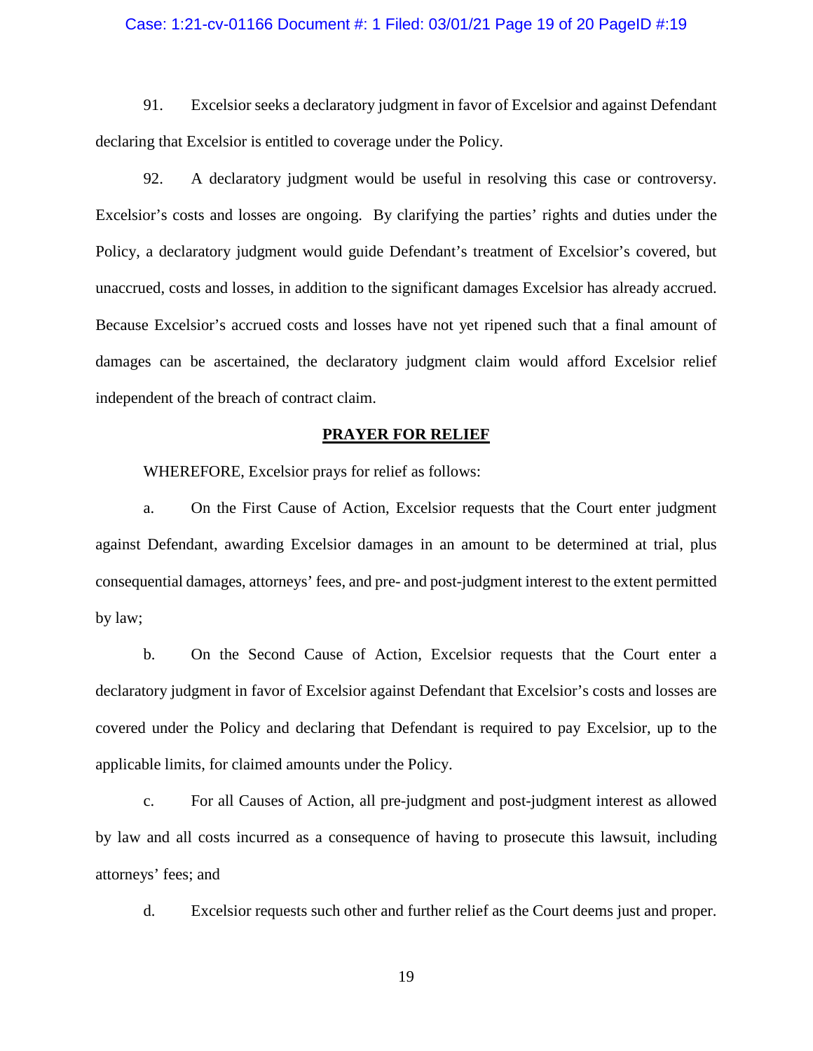91. Excelsior seeks a declaratory judgment in favor of Excelsior and against Defendant declaring that Excelsior is entitled to coverage under the Policy.

92. A declaratory judgment would be useful in resolving this case or controversy. Excelsior's costs and losses are ongoing. By clarifying the parties' rights and duties under the Policy, a declaratory judgment would guide Defendant's treatment of Excelsior's covered, but unaccrued, costs and losses, in addition to the significant damages Excelsior has already accrued. Because Excelsior's accrued costs and losses have not yet ripened such that a final amount of damages can be ascertained, the declaratory judgment claim would afford Excelsior relief independent of the breach of contract claim.

## PRAYER FOR RELIEF

WHEREFORE, Excelsior prays for relief as follows:

a. On the First Cause of Action, Excelsior requests that the Court enter judgment against Defendant, awarding Excelsior damages in an amount to be determined at trial, plus consequential damages, attorneys' fees, and pre- and post-judgment interest to the extent permitted by law;

b. On the Second Cause of Action, Excelsior requests that the Court enter a declaratory judgment in favor of Excelsior against Defendant that Excelsior's costs and losses are covered under the Policy and declaring that Defendant is required to pay Excelsior, up to the applicable limits, for claimed amounts under the Policy.

c. For all Causes of Action, all pre-judgment and post-judgment interest as allowed by law and all costs incurred as a consequence of having to prosecute this lawsuit, including attorneys' fees; and

d. Excelsior requests such other and further relief as the Court deems just and proper.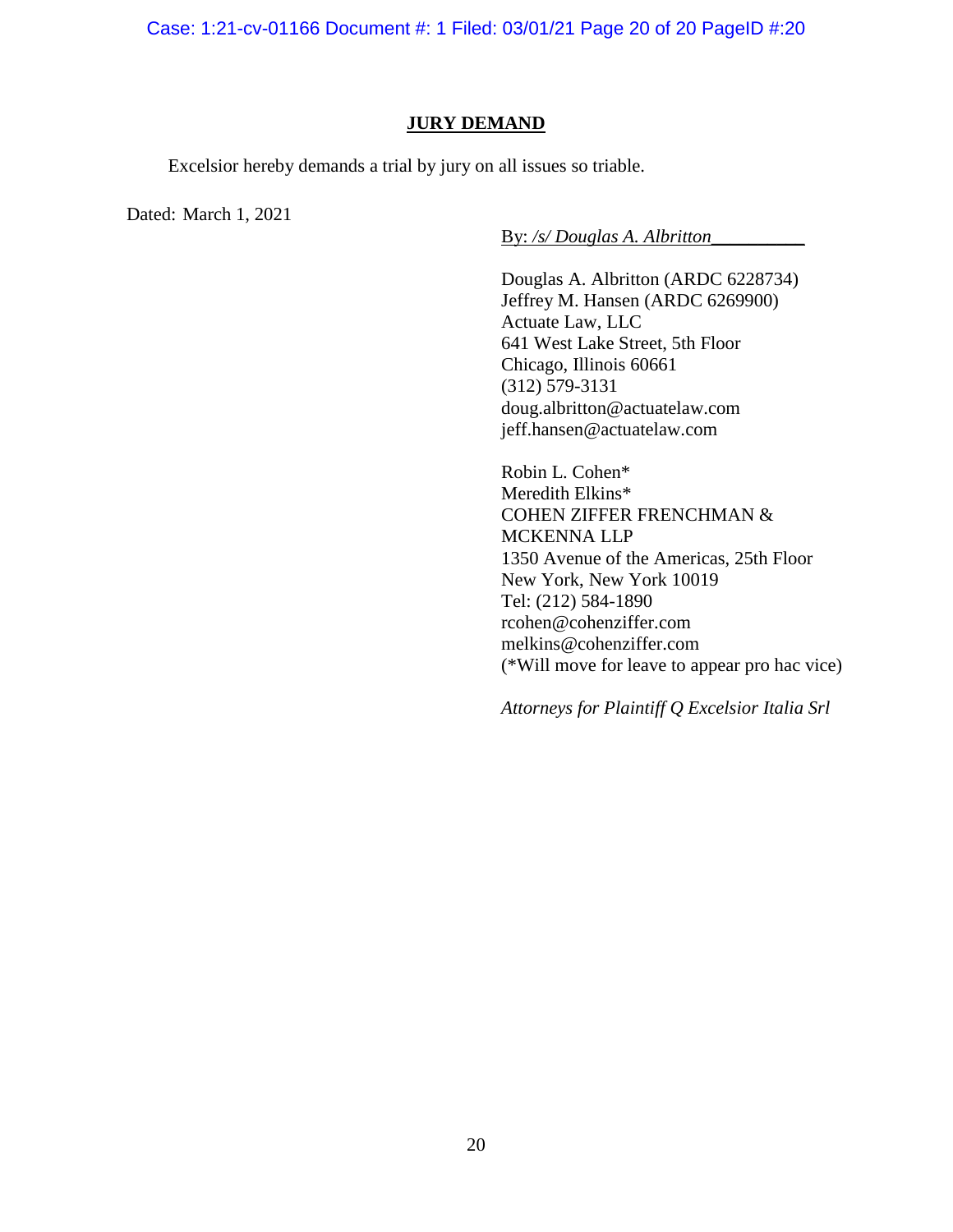## JURY DEMAND

Excelsior hereby demands a trial by jury on all issues so triable.

Dated: March 1, 2021

By: */s/ Douglas A. Albritton*__________

Douglas A. Albritton (ARDC 6228734)
Jeffrey M. Hansen (ARDC 6269900)
Actuate Law, LLC
641 West Lake Street, 5th Floor
Chicago, Illinois 60661
(312) 579-3131
doug.albritton@actuatelaw.com
jeff.hansen@actuatelaw.com

Robin L. Cohen*
Meredith Elkins*
COHEN ZIFFER FRENCHMAN & MCKENNA LLP
1350 Avenue of the Americas, 25th Floor
New York, New York 10019
Tel: (212) 584-1890
rcohen@cohenziffer.com
melkins@cohenziffer.com
(*Will move for leave to appear pro hac vice)

*Attorneys for Plaintiff Q Excelsior Italia Srl*